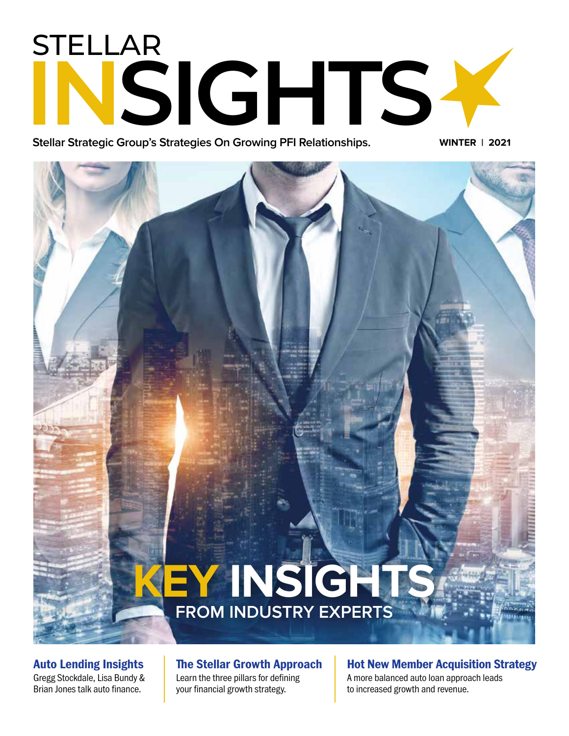# STELLAR INSIGHTS

**Stellar Strategic Group's Strategies On Growing PFI Relationships.**

**WINTER | 2021**

## KEY INSIGHTS FROM INDUSTRY EXPERTS

### Auto Lending Insights

Gregg Stockdale, Lisa Bundy & Brian Jones talk auto finance.

### The Stellar Growth Approach

Learn the three pillars for defining your financial growth strategy.

### Hot New Member Acquisition Strategy

A more balanced auto loan approach leads to increased growth and revenue.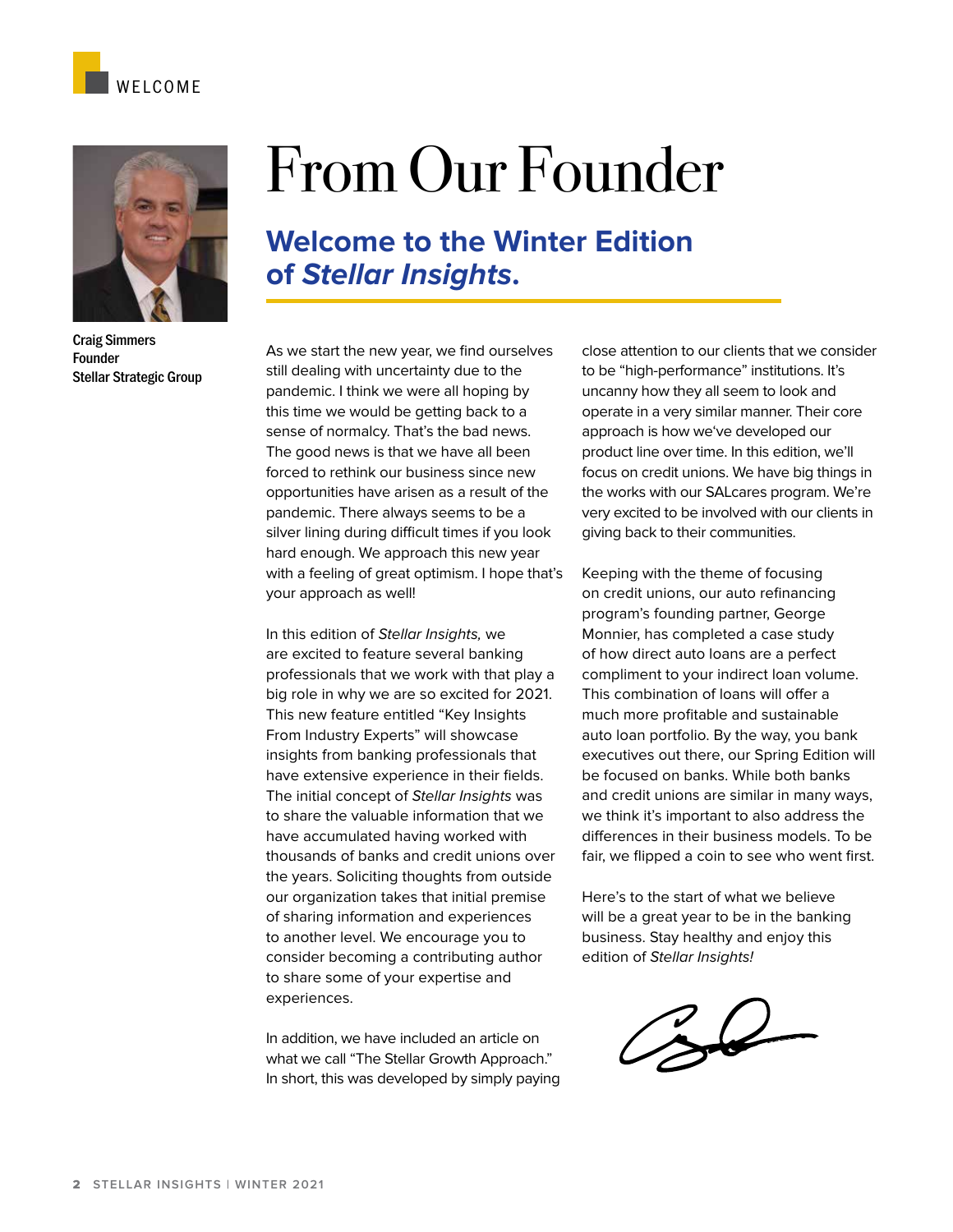WELCOME

Craig Simmers
Founder
Stellar Strategic Group

# From Our Founder

## Welcome to the Winter Edition of *Stellar Insights*.

As we start the new year, we find ourselves still dealing with uncertainty due to the pandemic. I think we were all hoping by this time we would be getting back to a sense of normalcy. That's the bad news. The good news is that we have all been forced to rethink our business since new opportunities have arisen as a result of the pandemic. There always seems to be a silver lining during difficult times if you look hard enough. We approach this new year with a feeling of great optimism. I hope that's your approach as well!

In this edition of *Stellar Insights,* we are excited to feature several banking professionals that we work with that play a big role in why we are so excited for 2021. This new feature entitled "Key Insights From Industry Experts" will showcase insights from banking professionals that have extensive experience in their fields. The initial concept of *Stellar Insights* was to share the valuable information that we have accumulated having worked with thousands of banks and credit unions over the years. Soliciting thoughts from outside our organization takes that initial premise of sharing information and experiences to another level. We encourage you to consider becoming a contributing author to share some of your expertise and experiences.

In addition, we have included an article on what we call "The Stellar Growth Approach." In short, this was developed by simply paying close attention to our clients that we consider to be "high-performance" institutions. It's uncanny how they all seem to look and operate in a very similar manner. Their core approach is how we've developed our product line over time. In this edition, we'll focus on credit unions. We have big things in the works with our SALcares program. We're very excited to be involved with our clients in giving back to their communities.

Keeping with the theme of focusing on credit unions, our auto refinancing program's founding partner, George Monnier, has completed a case study of how direct auto loans are a perfect compliment to your indirect loan volume. This combination of loans will offer a much more profitable and sustainable auto loan portfolio. By the way, you bank executives out there, our Spring Edition will be focused on banks. While both banks and credit unions are similar in many ways, we think it's important to also address the differences in their business models. To be fair, we flipped a coin to see who went first.

Here's to the start of what we believe will be a great year to be in the banking business. Stay healthy and enjoy this edition of *Stellar Insights!*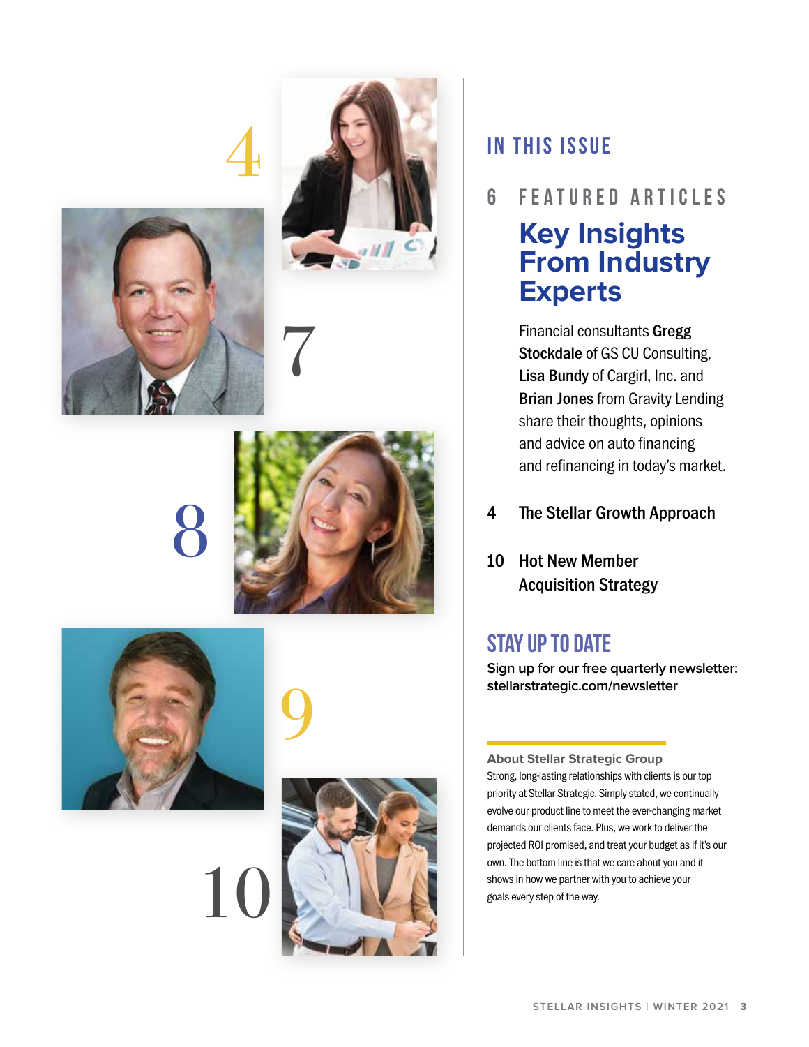## IN THIS ISSUE

6 FEATURED ARTICLES

### Key Insights From Industry Experts

Financial consultants **Gregg Stockdale** of GS CU Consulting, **Lisa Bundy** of Cargirl, Inc. and **Brian Jones** from Gravity Lending share their thoughts, opinions and advice on auto financing and refinancing in today's market.

4 The Stellar Growth Approach

10 Hot New Member Acquisition Strategy

## STAY UP TO DATE

**Sign up for our free quarterly newsletter: stellarstrategic.com/newsletter**

**About Stellar Strategic Group**

Strong, long-lasting relationships with clients is our top priority at Stellar Strategic. Simply stated, we continually evolve our product line to meet the ever-changing market demands our clients face. Plus, we work to deliver the projected ROI promised, and treat your budget as if it's our own. The bottom line is that we care about you and it shows in how we partner with you to achieve your goals every step of the way.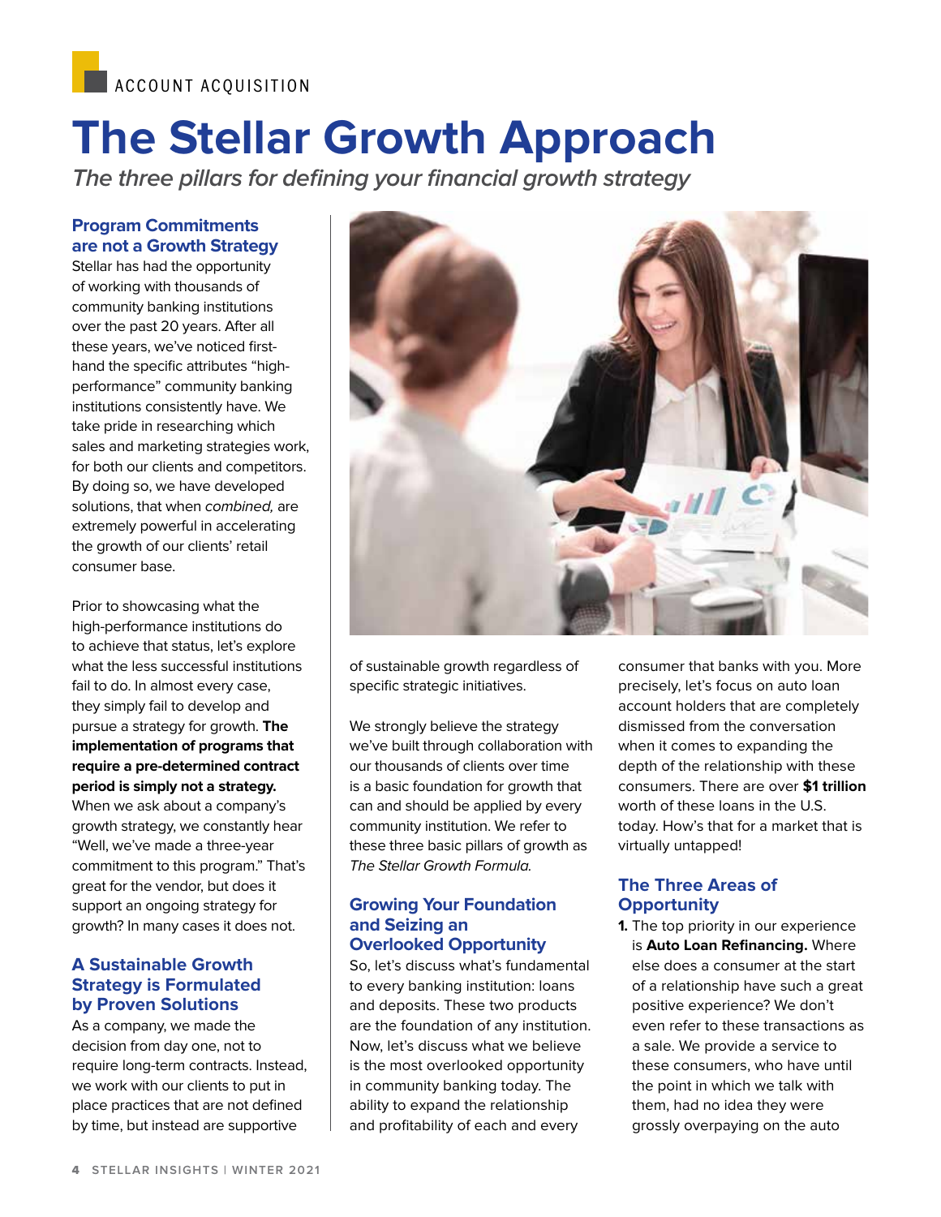ACCOUNT ACQUISITION

# The Stellar Growth Approach

*The three pillars for defining your financial growth strategy*

## Program Commitments are not a Growth Strategy

Stellar has had the opportunity of working with thousands of community banking institutions over the past 20 years. After all these years, we've noticed first-hand the specific attributes "high-performance" community banking institutions consistently have. We take pride in researching which sales and marketing strategies work, for both our clients and competitors. By doing so, we have developed solutions, that when *combined,* are extremely powerful in accelerating the growth of our clients' retail consumer base.

Prior to showcasing what the high-performance institutions do to achieve that status, let's explore what the less successful institutions fail to do. In almost every case, they simply fail to develop and pursue a strategy for growth. **The implementation of programs that require a pre-determined contract period is simply not a strategy.** When we ask about a company's growth strategy, we constantly hear "Well, we've made a three-year commitment to this program." That's great for the vendor, but does it support an ongoing strategy for growth? In many cases it does not.

## A Sustainable Growth Strategy is Formulated by Proven Solutions

As a company, we made the decision from day one, not to require long-term contracts. Instead, we work with our clients to put in place practices that are not defined by time, but instead are supportive of sustainable growth regardless of specific strategic initiatives.

We strongly believe the strategy we've built through collaboration with our thousands of clients over time is a basic foundation for growth that can and should be applied by every community institution. We refer to these three basic pillars of growth as *The Stellar Growth Formula.*

## Growing Your Foundation and Seizing an Overlooked Opportunity

So, let's discuss what's fundamental to every banking institution: loans and deposits. These two products are the foundation of any institution. Now, let's discuss what we believe is the most overlooked opportunity in community banking today. The ability to expand the relationship and profitability of each and every consumer that banks with you. More precisely, let's focus on auto loan account holders that are completely dismissed from the conversation when it comes to expanding the depth of the relationship with these consumers. There are over **$1 trillion** worth of these loans in the U.S. today. How's that for a market that is virtually untapped!

## The Three Areas of Opportunity

1. The top priority in our experience is **Auto Loan Refinancing.** Where else does a consumer at the start of a relationship have such a great positive experience? We don't even refer to these transactions as a sale. We provide a service to these consumers, who have until the point in which we talk with them, had no idea they were grossly overpaying on the auto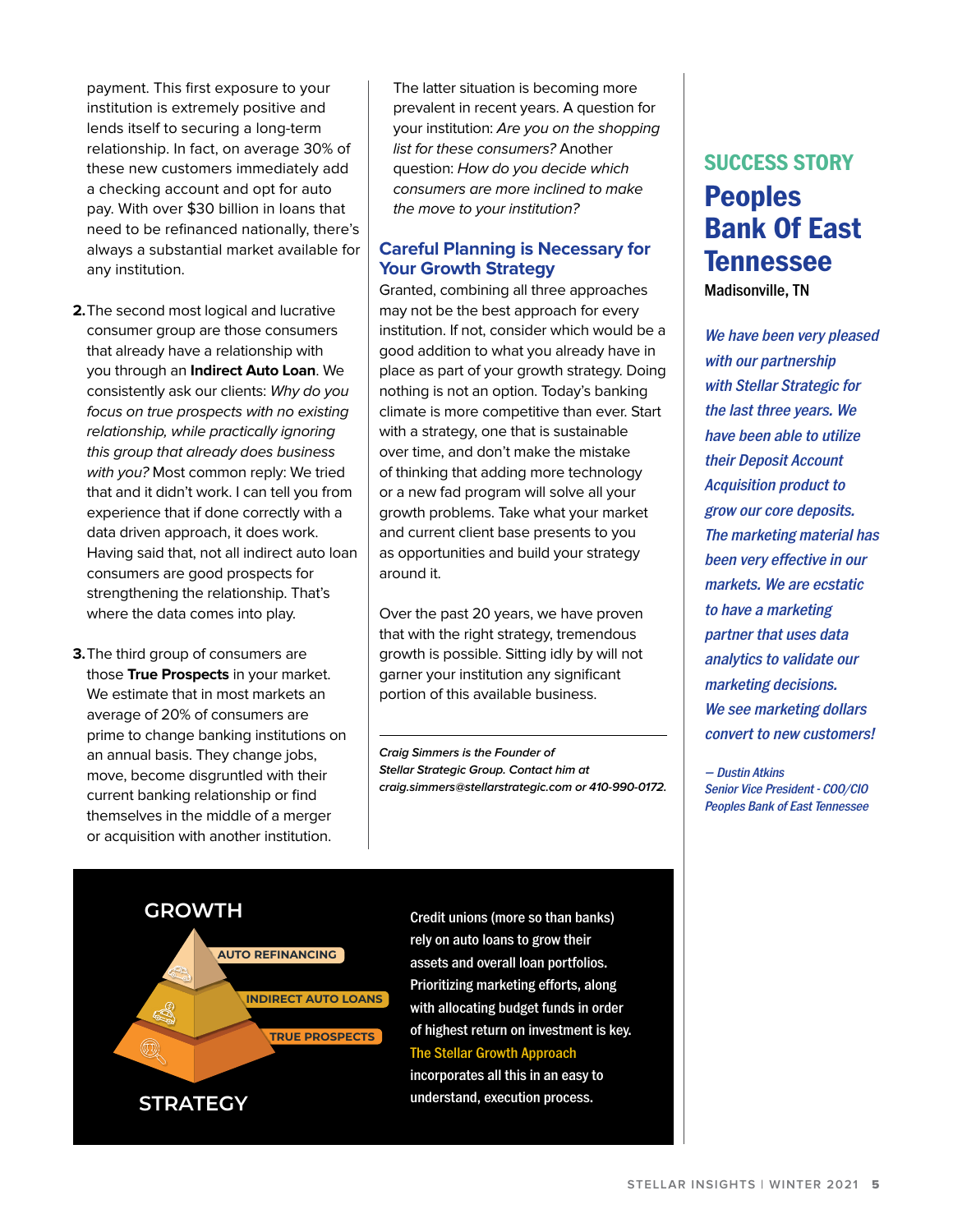payment. This first exposure to your institution is extremely positive and lends itself to securing a long-term relationship. In fact, on average 30% of these new customers immediately add a checking account and opt for auto pay. With over $30 billion in loans that need to be refinanced nationally, there's always a substantial market available for any institution.

2. The second most logical and lucrative consumer group are those consumers that already have a relationship with you through an **Indirect Auto Loan**. We consistently ask our clients: *Why do you focus on true prospects with no existing relationship, while practically ignoring this group that already does business with you?* Most common reply: We tried that and it didn't work. I can tell you from experience that if done correctly with a data driven approach, it does work. Having said that, not all indirect auto loan consumers are good prospects for strengthening the relationship. That's where the data comes into play.

3. The third group of consumers are those **True Prospects** in your market. We estimate that in most markets an average of 20% of consumers are prime to change banking institutions on an annual basis. They change jobs, move, become disgruntled with their current banking relationship or find themselves in the middle of a merger or acquisition with another institution.

The latter situation is becoming more prevalent in recent years. A question for your institution: *Are you on the shopping list for these consumers?* Another question: *How do you decide which consumers are more inclined to make the move to your institution?*

## Careful Planning is Necessary for Your Growth Strategy

Granted, combining all three approaches may not be the best approach for every institution. If not, consider which would be a good addition to what you already have in place as part of your growth strategy. Doing nothing is not an option. Today's banking climate is more competitive than ever. Start with a strategy, one that is sustainable over time, and don't make the mistake of thinking that adding more technology or a new fad program will solve all your growth problems. Take what your market and current client base presents to you as opportunities and build your strategy around it.

Over the past 20 years, we have proven that with the right strategy, tremendous growth is possible. Sitting idly by will not garner your institution any significant portion of this available business.

---

***Craig Simmers** is the Founder of Stellar Strategic Group. Contact him at craig.simmers@stellarstrategic.com or 410-990-0172.*

GROWTH

AUTO REFINANCING

INDIRECT AUTO LOANS

TRUE PROSPECTS

STRATEGY

Credit unions (more so than banks) rely on auto loans to grow their assets and overall loan portfolios. Prioritizing marketing efforts, along with allocating budget funds in order of highest return on investment is key. The Stellar Growth Approach incorporates all this in an easy to understand, execution process.

### SUCCESS STORY

## Peoples Bank Of East Tennessee

Madisonville, TN

*We have been very pleased with our partnership with Stellar Strategic for the last three years. We have been able to utilize their Deposit Account Acquisition product to grow our core deposits. The marketing material has been very effective in our markets. We are ecstatic to have a marketing partner that uses data analytics to validate our marketing decisions. We see marketing dollars convert to new customers!*

*— Dustin Atkins*
*Senior Vice President - COO/CIO*
*Peoples Bank of East Tennessee*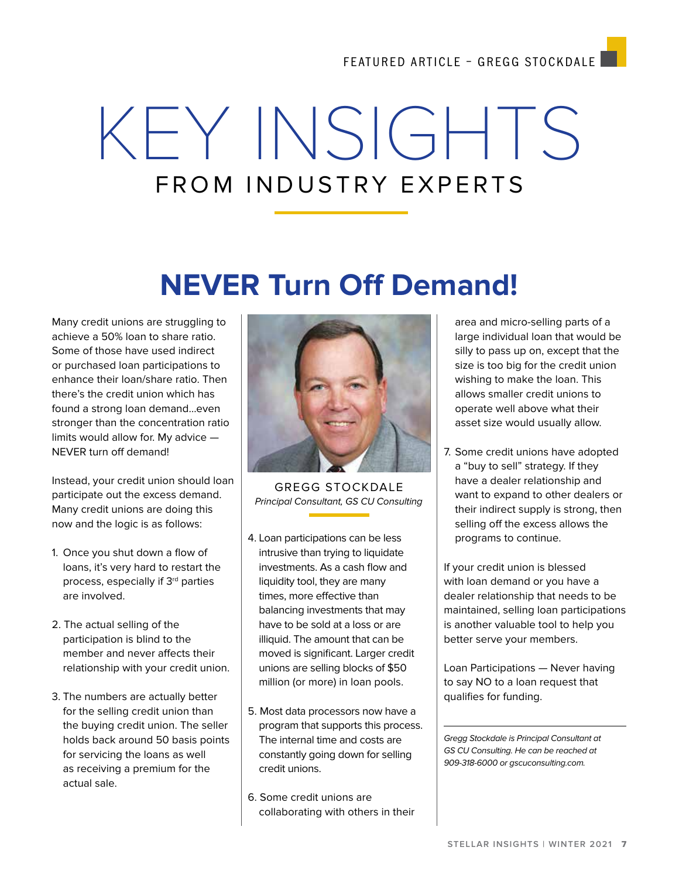FEATURED ARTICLE – GREGG STOCKDALE

# KEY INSIGHTS

## FROM INDUSTRY EXPERTS

# NEVER Turn Off Demand!

GREGG STOCKDALE
*Principal Consultant, GS CU Consulting*

Many credit unions are struggling to achieve a 50% loan to share ratio. Some of those have used indirect or purchased loan participations to enhance their loan/share ratio. Then there's the credit union which has found a strong loan demand…even stronger than the concentration ratio limits would allow for. My advice — NEVER turn off demand!

Instead, your credit union should loan participate out the excess demand. Many credit unions are doing this now and the logic is as follows:

1. Once you shut down a flow of loans, it's very hard to restart the process, especially if 3rd parties are involved.
2. The actual selling of the participation is blind to the member and never affects their relationship with your credit union.
3. The numbers are actually better for the selling credit union than the buying credit union. The seller holds back around 50 basis points for servicing the loans as well as receiving a premium for the actual sale.
4. Loan participations can be less intrusive than trying to liquidate investments. As a cash flow and liquidity tool, they are many times, more effective than balancing investments that may have to be sold at a loss or are illiquid. The amount that can be moved is significant. Larger credit unions are selling blocks of $50 million (or more) in loan pools.
5. Most data processors now have a program that supports this process. The internal time and costs are constantly going down for selling credit unions.
6. Some credit unions are collaborating with others in their area and micro-selling parts of a large individual loan that would be silly to pass up on, except that the size is too big for the credit union wishing to make the loan. This allows smaller credit unions to operate well above what their asset size would usually allow.
7. Some credit unions have adopted a "buy to sell" strategy. If they have a dealer relationship and want to expand to other dealers or their indirect supply is strong, then selling off the excess allows the programs to continue.

If your credit union is blessed with loan demand or you have a dealer relationship that needs to be maintained, selling loan participations is another valuable tool to help you better serve your members.

Loan Participations — Never having to say NO to a loan request that qualifies for funding.

---

*Gregg Stockdale is Principal Consultant at GS CU Consulting. He can be reached at 909-318-6000 or gscuconsulting.com.*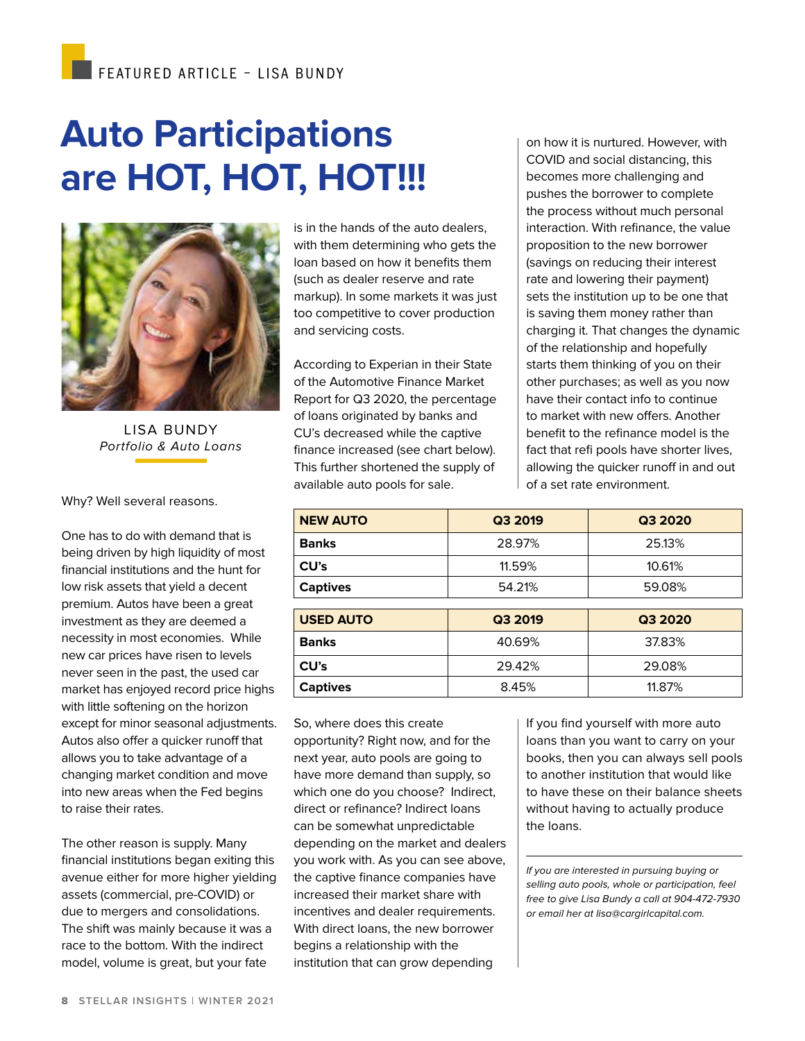FEATURED ARTICLE – LISA BUNDY

# Auto Participations are HOT, HOT, HOT!!!

LISA BUNDY
*Portfolio & Auto Loans*

Why? Well several reasons.

One has to do with demand that is being driven by high liquidity of most financial institutions and the hunt for low risk assets that yield a decent premium. Autos have been a great investment as they are deemed a necessity in most economies. While new car prices have risen to levels never seen in the past, the used car market has enjoyed record price highs with little softening on the horizon except for minor seasonal adjustments. Autos also offer a quicker runoff that allows you to take advantage of a changing market condition and move into new areas when the Fed begins to raise their rates.

The other reason is supply. Many financial institutions began exiting this avenue either for more higher yielding assets (commercial, pre-COVID) or due to mergers and consolidations. The shift was mainly because it was a race to the bottom. With the indirect model, volume is great, but your fate is in the hands of the auto dealers, with them determining who gets the loan based on how it benefits them (such as dealer reserve and rate markup). In some markets it was just too competitive to cover production and servicing costs.

According to Experian in their State of the Automotive Finance Market Report for Q3 2020, the percentage of loans originated by banks and CU's decreased while the captive finance increased (see chart below). This further shortened the supply of available auto pools for sale.

on how it is nurtured. However, with COVID and social distancing, this becomes more challenging and pushes the borrower to complete the process without much personal interaction. With refinance, the value proposition to the new borrower (savings on reducing their interest rate and lowering their payment) sets the institution up to be one that is saving them money rather than charging it. That changes the dynamic of the relationship and hopefully starts them thinking of you on their other purchases; as well as you now have their contact info to continue to market with new offers. Another benefit to the refinance model is the fact that refi pools have shorter lives, allowing the quicker runoff in and out of a set rate environment.

| NEW AUTO | Q3 2019 | Q3 2020 |
|---|---|---|
| Banks | 28.97% | 25.13% |
| CU's | 11.59% | 10.61% |
| Captives | 54.21% | 59.08% |

| USED AUTO | Q3 2019 | Q3 2020 |
|---|---|---|
| Banks | 40.69% | 37.83% |
| CU's | 29.42% | 29.08% |
| Captives | 8.45% | 11.87% |

So, where does this create opportunity? Right now, and for the next year, auto pools are going to have more demand than supply, so which one do you choose? Indirect, direct or refinance? Indirect loans can be somewhat unpredictable depending on the market and dealers you work with. As you can see above, the captive finance companies have increased their market share with incentives and dealer requirements. With direct loans, the new borrower begins a relationship with the institution that can grow depending

If you find yourself with more auto loans than you want to carry on your books, then you can always sell pools to another institution that would like to have these on their balance sheets without having to actually produce the loans.

*If you are interested in pursuing buying or selling auto pools, whole or participation, feel free to give Lisa Bundy a call at 904-472-7930 or email her at lisa@cargirlcapital.com.*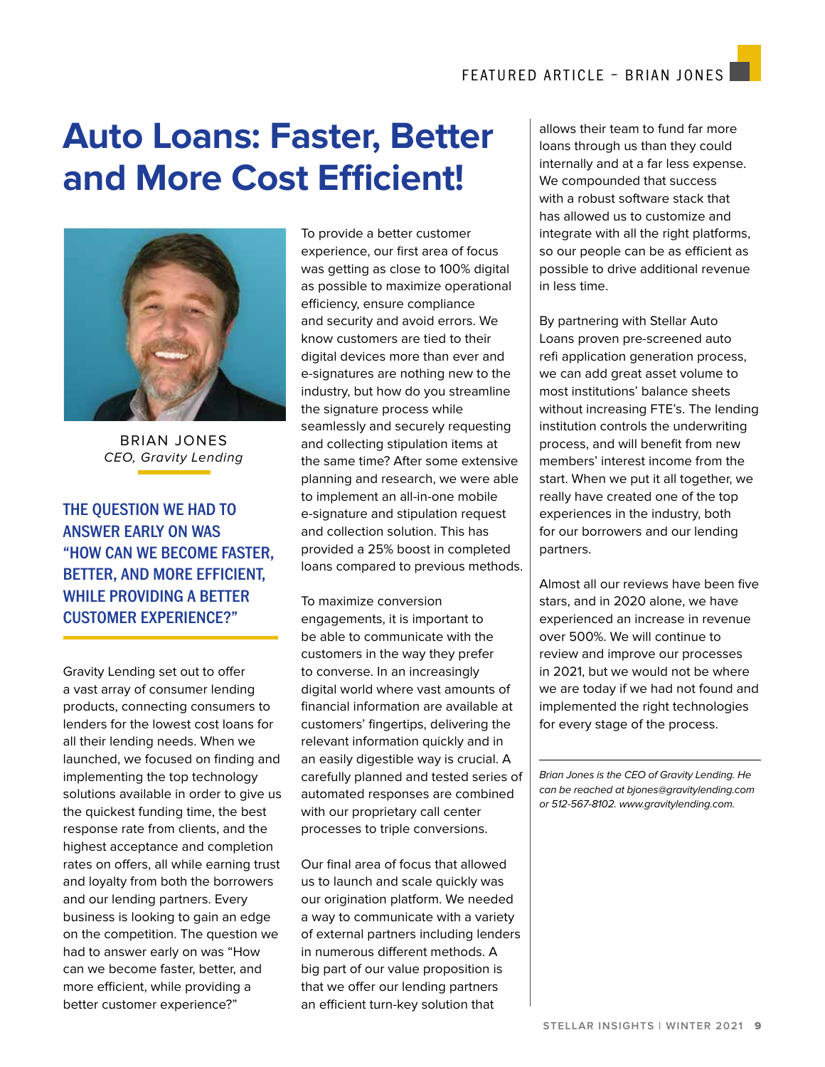# Auto Loans: Faster, Better and More Cost Efficient!

BRIAN JONES
*CEO, Gravity Lending*

**THE QUESTION WE HAD TO ANSWER EARLY ON WAS "HOW CAN WE BECOME FASTER, BETTER, AND MORE EFFICIENT, WHILE PROVIDING A BETTER CUSTOMER EXPERIENCE?"**

Gravity Lending set out to offer a vast array of consumer lending products, connecting consumers to lenders for the lowest cost loans for all their lending needs. When we launched, we focused on finding and implementing the top technology solutions available in order to give us the quickest funding time, the best response rate from clients, and the highest acceptance and completion rates on offers, all while earning trust and loyalty from both the borrowers and our lending partners. Every business is looking to gain an edge on the competition. The question we had to answer early on was "How can we become faster, better, and more efficient, while providing a better customer experience?"

To provide a better customer experience, our first area of focus was getting as close to 100% digital as possible to maximize operational efficiency, ensure compliance and security and avoid errors. We know customers are tied to their digital devices more than ever and e-signatures are nothing new to the industry, but how do you streamline the signature process while seamlessly and securely requesting and collecting stipulation items at the same time? After some extensive planning and research, we were able to implement an all-in-one mobile e-signature and stipulation request and collection solution. This has provided a 25% boost in completed loans compared to previous methods.

To maximize conversion engagements, it is important to be able to communicate with the customers in the way they prefer to converse. In an increasingly digital world where vast amounts of financial information are available at customers' fingertips, delivering the relevant information quickly and in an easily digestible way is crucial. A carefully planned and tested series of automated responses are combined with our proprietary call center processes to triple conversions.

Our final area of focus that allowed us to launch and scale quickly was our origination platform. We needed a way to communicate with a variety of external partners including lenders in numerous different methods. A big part of our value proposition is that we offer our lending partners an efficient turn-key solution that allows their team to fund far more loans through us than they could internally and at a far less expense. We compounded that success with a robust software stack that has allowed us to customize and integrate with all the right platforms, so our people can be as efficient as possible to drive additional revenue in less time.

By partnering with Stellar Auto Loans proven pre-screened auto refi application generation process, we can add great asset volume to most institutions' balance sheets without increasing FTE's. The lending institution controls the underwriting process, and will benefit from new members' interest income from the start. When we put it all together, we really have created one of the top experiences in the industry, both for our borrowers and our lending partners.

Almost all our reviews have been five stars, and in 2020 alone, we have experienced an increase in revenue over 500%. We will continue to review and improve our processes in 2021, but we would not be where we are today if we had not found and implemented the right technologies for every stage of the process.

---

*Brian Jones is the CEO of Gravity Lending. He can be reached at bjones@gravitylending.com or 512-567-8102. www.gravitylending.com.*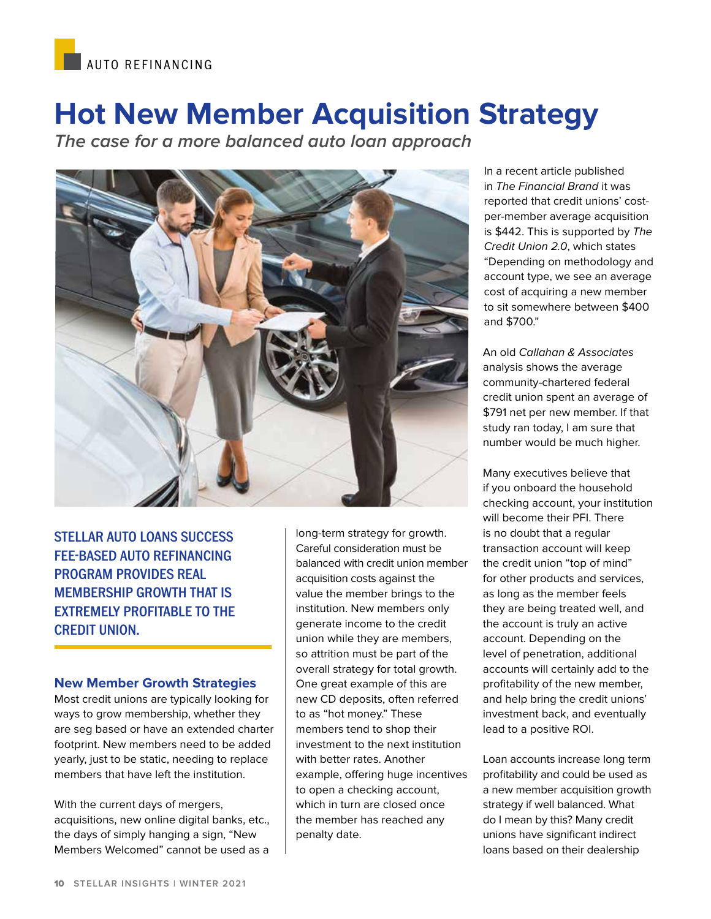AUTO REFINANCING

# Hot New Member Acquisition Strategy

*The case for a more balanced auto loan approach*

**STELLAR AUTO LOANS SUCCESS FEE-BASED AUTO REFINANCING PROGRAM PROVIDES REAL MEMBERSHIP GROWTH THAT IS EXTREMELY PROFITABLE TO THE CREDIT UNION.**

## New Member Growth Strategies

Most credit unions are typically looking for ways to grow membership, whether they are seg based or have an extended charter footprint. New members need to be added yearly, just to be static, needing to replace members that have left the institution.

With the current days of mergers, acquisitions, new online digital banks, etc., the days of simply hanging a sign, "New Members Welcomed" cannot be used as a long-term strategy for growth. Careful consideration must be balanced with credit union member acquisition costs against the value the member brings to the institution. New members only generate income to the credit union while they are members, so attrition must be part of the overall strategy for total growth. One great example of this are new CD deposits, often referred to as "hot money." These members tend to shop their investment to the next institution with better rates. Another example, offering huge incentives to open a checking account, which in turn are closed once the member has reached any penalty date.

In a recent article published in *The Financial Brand* it was reported that credit unions' cost-per-member average acquisition is $442. This is supported by *The Credit Union 2.0*, which states "Depending on methodology and account type, we see an average cost of acquiring a new member to sit somewhere between $400 and $700."

An old *Callahan & Associates* analysis shows the average community-chartered federal credit union spent an average of $791 net per new member. If that study ran today, I am sure that number would be much higher.

Many executives believe that if you onboard the household checking account, your institution will become their PFI. There is no doubt that a regular transaction account will keep the credit union "top of mind" for other products and services, as long as the member feels they are being treated well, and the account is truly an active account. Depending on the level of penetration, additional accounts will certainly add to the profitability of the new member, and help bring the credit unions' investment back, and eventually lead to a positive ROI.

Loan accounts increase long term profitability and could be used as a new member acquisition growth strategy if well balanced. What do I mean by this? Many credit unions have significant indirect loans based on their dealership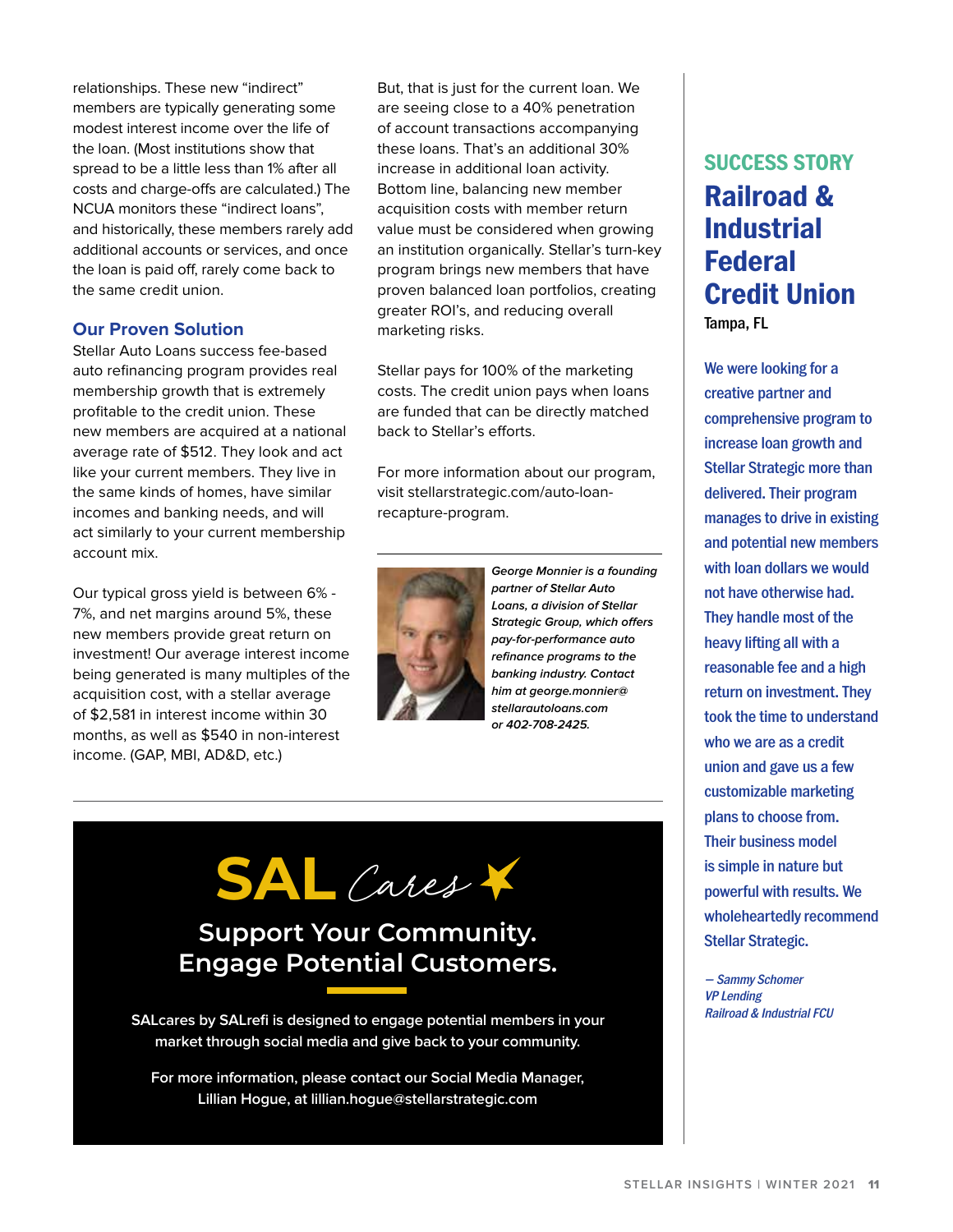relationships. These new "indirect" members are typically generating some modest interest income over the life of the loan. (Most institutions show that spread to be a little less than 1% after all costs and charge-offs are calculated.) The NCUA monitors these "indirect loans", and historically, these members rarely add additional accounts or services, and once the loan is paid off, rarely come back to the same credit union.

### Our Proven Solution

Stellar Auto Loans success fee-based auto refinancing program provides real membership growth that is extremely profitable to the credit union. These new members are acquired at a national average rate of $512. They look and act like your current members. They live in the same kinds of homes, have similar incomes and banking needs, and will act similarly to your current membership account mix.

Our typical gross yield is between 6% - 7%, and net margins around 5%, these new members provide great return on investment! Our average interest income being generated is many multiples of the acquisition cost, with a stellar average of $2,581 in interest income within 30 months, as well as $540 in non-interest income. (GAP, MBI, AD&D, etc.)

But, that is just for the current loan. We are seeing close to a 40% penetration of account transactions accompanying these loans. That's an additional 30% increase in additional loan activity. Bottom line, balancing new member acquisition costs with member return value must be considered when growing an institution organically. Stellar's turn-key program brings new members that have proven balanced loan portfolios, creating greater ROI's, and reducing overall marketing risks.

Stellar pays for 100% of the marketing costs. The credit union pays when loans are funded that can be directly matched back to Stellar's efforts.

For more information about our program, visit stellarstrategic.com/auto-loan-recapture-program.

---

*George Monnier is a founding partner of Stellar Auto Loans, a division of Stellar Strategic Group, which offers pay-for-performance auto refinance programs to the banking industry. Contact him at george.monnier@stellarautoloans.com or 402-708-2425.*

---

# SAL Cares

## Support Your Community. Engage Potential Customers.

SALcares by SALrefi is designed to engage potential members in your market through social media and give back to your community.

For more information, please contact our Social Media Manager, Lillian Hogue, at lillian.hogue@stellarstrategic.com

---

### SUCCESS STORY

## Railroad & Industrial Federal Credit Union

**Tampa, FL**

We were looking for a creative partner and comprehensive program to increase loan growth and Stellar Strategic more than delivered. Their program manages to drive in existing and potential new members with loan dollars we would not have otherwise had. They handle most of the heavy lifting all with a reasonable fee and a high return on investment. They took the time to understand who we are as a credit union and gave us a few customizable marketing plans to choose from. Their business model is simple in nature but powerful with results. We wholeheartedly recommend Stellar Strategic.

*— Sammy Schomer*
*VP Lending*
*Railroad & Industrial FCU*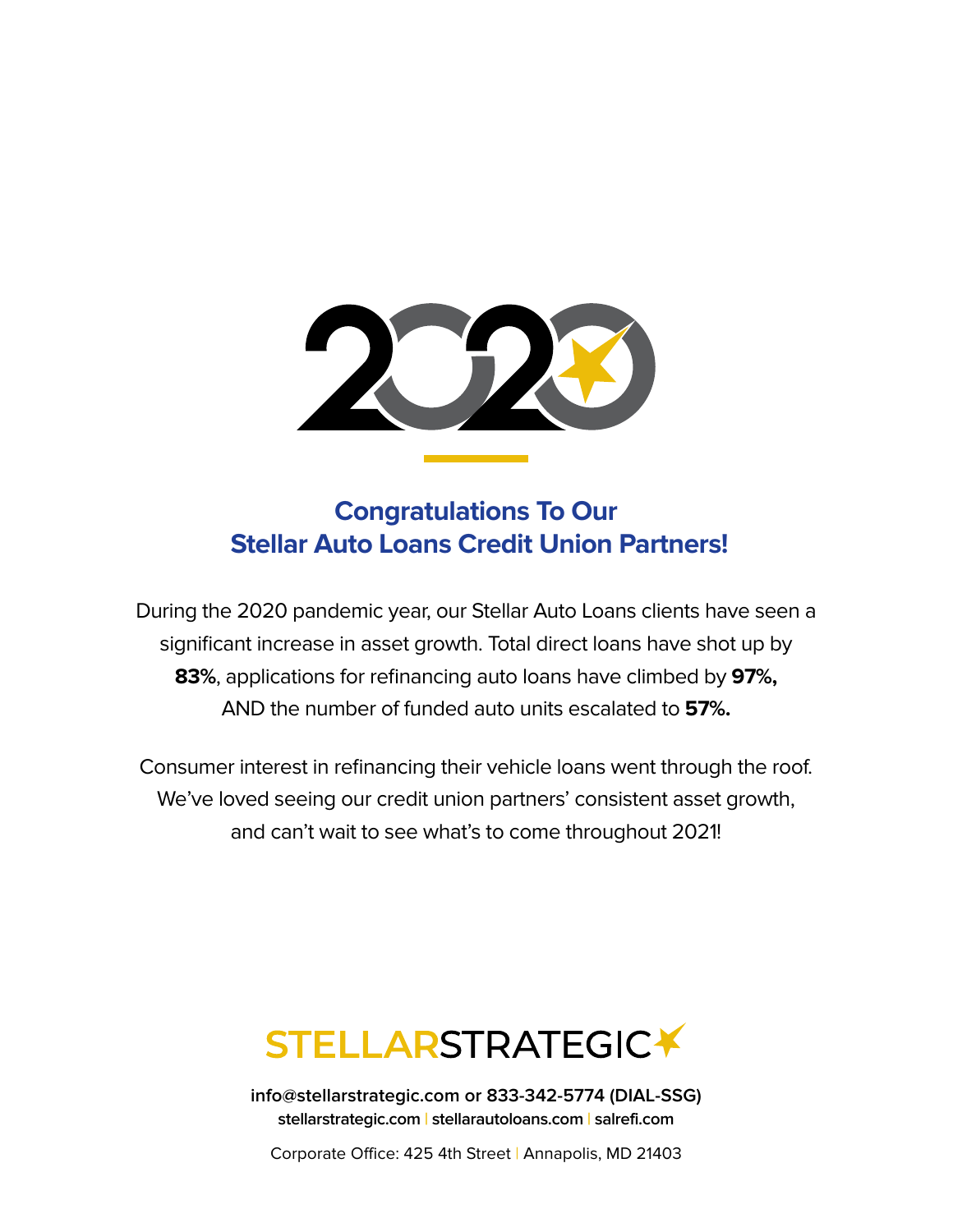# 2020

## Congratulations To Our Stellar Auto Loans Credit Union Partners!

During the 2020 pandemic year, our Stellar Auto Loans clients have seen a significant increase in asset growth. Total direct loans have shot up by **83%**, applications for refinancing auto loans have climbed by **97%,** AND the number of funded auto units escalated to **57%.**

Consumer interest in refinancing their vehicle loans went through the roof. We've loved seeing our credit union partners' consistent asset growth, and can't wait to see what's to come throughout 2021!

STELLARSTRATEGIC

**info@stellarstrategic.com or 833-342-5774 (DIAL-SSG)**
**stellarstrategic.com | stellarautoloans.com | salrefi.com**

Corporate Office: 425 4th Street | Annapolis, MD 21403